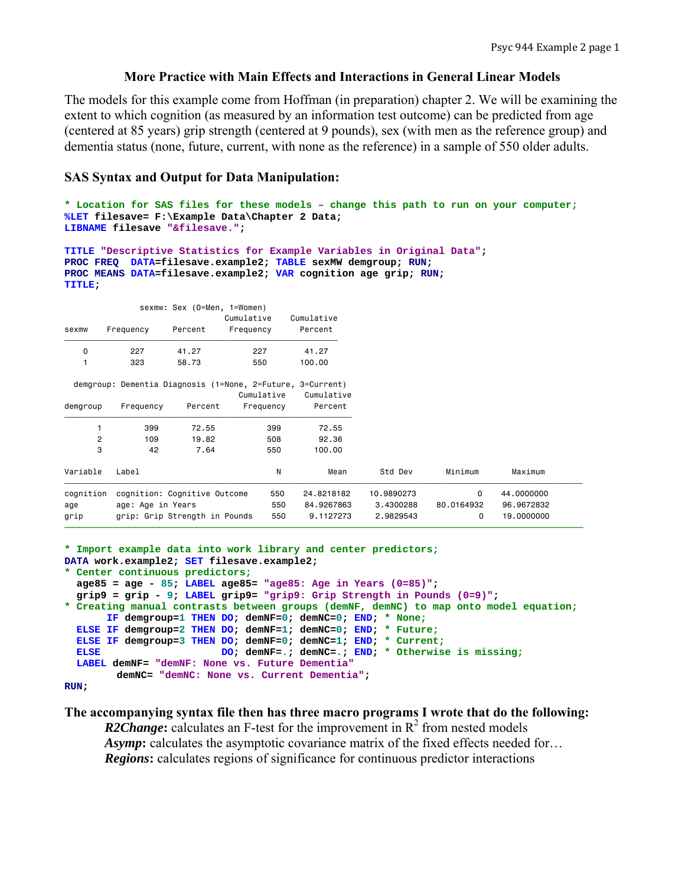## More Practice with Main Effects and Interactions in General Linear Models

The models for this example come from Hoffman (in preparation) chapter 2. We will be examining the extent to which cognition (as measured by an information test outcome) can be predicted from age (centered at 85 years) grip strength (centered at 9 pounds), sex (with men as the reference group) and dementia status (none, future, current, with none as the reference) in a sample of 550 older adults.

### SAS Syntax and Output for Data Manipulation:

```
* Location for SAS files for these models – change this path to run on your computer;
%LET filesave= F:\Example Data\Chapter 2 Data;
LIBNAME filesave "&filesave.";

TITLE "Descriptive Statistics for Example Variables in Original Data";
PROC FREQ  DATA=filesave.example2; TABLE sexMW demgroup; RUN;
PROC MEANS DATA=filesave.example2; VAR cognition age grip; RUN;
TITLE;
```

sexmw: Sex (0=Men, 1=Women)

| sexmw | Frequency | Percent | Cumulative Frequency | Cumulative Percent |
|---|---|---|---|---|
| 0 | 227 | 41.27 | 227 | 41.27 |
| 1 | 323 | 58.73 | 550 | 100.00 |

demgroup: Dementia Diagnosis (1=None, 2=Future, 3=Current)

| demgroup | Frequency | Percent | Cumulative Frequency | Cumulative Percent |
|---|---|---|---|---|
| 1 | 399 | 72.55 | 399 | 72.55 |
| 2 | 109 | 19.82 | 508 | 92.36 |
| 3 | 42 | 7.64 | 550 | 100.00 |

| Variable | Label | N | Mean | Std Dev | Minimum | Maximum |
|---|---|---|---|---|---|---|
| cognition | cognition: Cognitive Outcome | 550 | 24.8218182 | 10.9890273 | 0 | 44.0000000 |
| age | age: Age in Years | 550 | 84.9267863 | 3.4300288 | 80.0164932 | 96.9672832 |
| grip | grip: Grip Strength in Pounds | 550 | 9.1127273 | 2.9829543 | 0 | 19.0000000 |

```
* Import example data into work library and center predictors;
DATA work.example2; SET filesave.example2;
* Center continuous predictors;
  age85 = age - 85; LABEL age85= "age85: Age in Years (0=85)";
  grip9 = grip - 9; LABEL grip9= "grip9: Grip Strength in Pounds (0=9)";
* Creating manual contrasts between groups (demNF, demNC) to map onto model equation;
       IF demgroup=1 THEN DO; demNF=0; demNC=0; END; * None;
  ELSE IF demgroup=2 THEN DO; demNF=1; demNC=0; END; * Future;
  ELSE IF demgroup=3 THEN DO; demNF=0; demNC=1; END; * Current;
  ELSE                    DO; demNF=.; demNC=.; END; * Otherwise is missing;
  LABEL demNF= "demNF: None vs. Future Dementia"
        demNC= "demNC: None vs. Current Dementia";
RUN;
```

**The accompanying syntax file then has three macro programs I wrote that do the following:**

- ***R2Change*****:** calculates an F-test for the improvement in $R^2$ from nested models
- ***Asymp*****:** calculates the asymptotic covariance matrix of the fixed effects needed for…
- ***Regions*****:** calculates regions of significance for continuous predictor interactions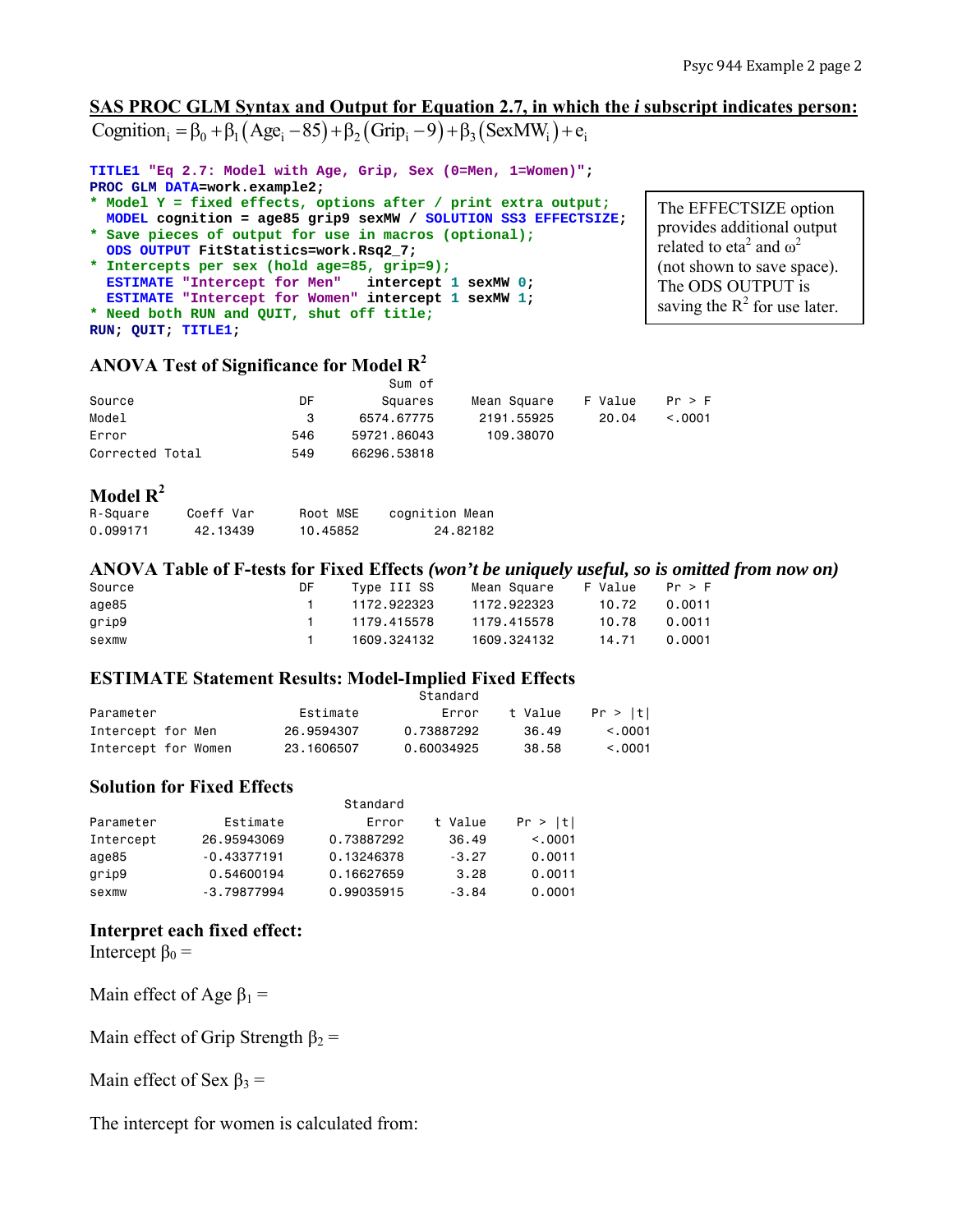## SAS PROC GLM Syntax and Output for Equation 2.7, in which the *i* subscript indicates person:

$$\text{Cognition}_i = \beta_0 + \beta_1(\text{Age}_i - 85) + \beta_2(\text{Grip}_i - 9) + \beta_3(\text{SexMW}_i) + e_i$$

```
TITLE1 "Eq 2.7: Model with Age, Grip, Sex (0=Men, 1=Women)";
PROC GLM DATA=work.example2;
* Model Y = fixed effects, options after / print extra output;
  MODEL cognition = age85 grip9 sexMW / SOLUTION SS3 EFFECTSIZE;
* Save pieces of output for use in macros (optional);
  ODS OUTPUT FitStatistics=work.Rsq2_7;
* Intercepts per sex (hold age=85, grip=9);
  ESTIMATE "Intercept for Men"   intercept 1 sexMW 0;
  ESTIMATE "Intercept for Women" intercept 1 sexMW 1;
* Need both RUN and QUIT, shut off title;
RUN; QUIT; TITLE1;
```

The EFFECTSIZE option provides additional output related to eta$^2$ and $\omega^2$ (not shown to save space). The ODS OUTPUT is saving the $R^2$ for use later.

### ANOVA Test of Significance for Model $R^2$

| Source | DF | Sum of Squares | Mean Square | F Value | Pr > F |
|---|---|---|---|---|---|
| Model | 3 | 6574.67775 | 2191.55925 | 20.04 | <.0001 |
| Error | 546 | 59721.86043 | 109.38070 | | |
| Corrected Total | 549 | 66296.53818 | | | |

### Model $R^2$

| R-Square | Coeff Var | Root MSE | cognition Mean |
|---|---|---|---|
| 0.099171 | 42.13439 | 10.45852 | 24.82182 |

### ANOVA Table of F-tests for Fixed Effects *(won't be uniquely useful, so is omitted from now on)*

| Source | DF | Type III SS | Mean Square | F Value | Pr > F |
|---|---|---|---|---|---|
| age85 | 1 | 1172.922323 | 1172.922323 | 10.72 | 0.0011 |
| grip9 | 1 | 1179.415578 | 1179.415578 | 10.78 | 0.0011 |
| sexmw | 1 | 1609.324132 | 1609.324132 | 14.71 | 0.0001 |

### ESTIMATE Statement Results: Model-Implied Fixed Effects

| Parameter | Estimate | Standard Error | t Value | Pr > \|t\| |
|---|---|---|---|---|
| Intercept for Men | 26.9594307 | 0.73887292 | 36.49 | <.0001 |
| Intercept for Women | 23.1606507 | 0.60034925 | 38.58 | <.0001 |

### Solution for Fixed Effects

| Parameter | Estimate | Standard Error | t Value | Pr > \|t\| |
|---|---|---|---|---|
| Intercept | 26.95943069 | 0.73887292 | 36.49 | <.0001 |
| age85 | -0.43377191 | 0.13246378 | -3.27 | 0.0011 |
| grip9 | 0.54600194 | 0.16627659 | 3.28 | 0.0011 |
| sexmw | -3.79877994 | 0.99035915 | -3.84 | 0.0001 |

### Interpret each fixed effect:

Intercept $\beta_0$ =

Main effect of Age $\beta_1$ =

Main effect of Grip Strength $\beta_2$ =

Main effect of Sex $\beta_3$ =

The intercept for women is calculated from: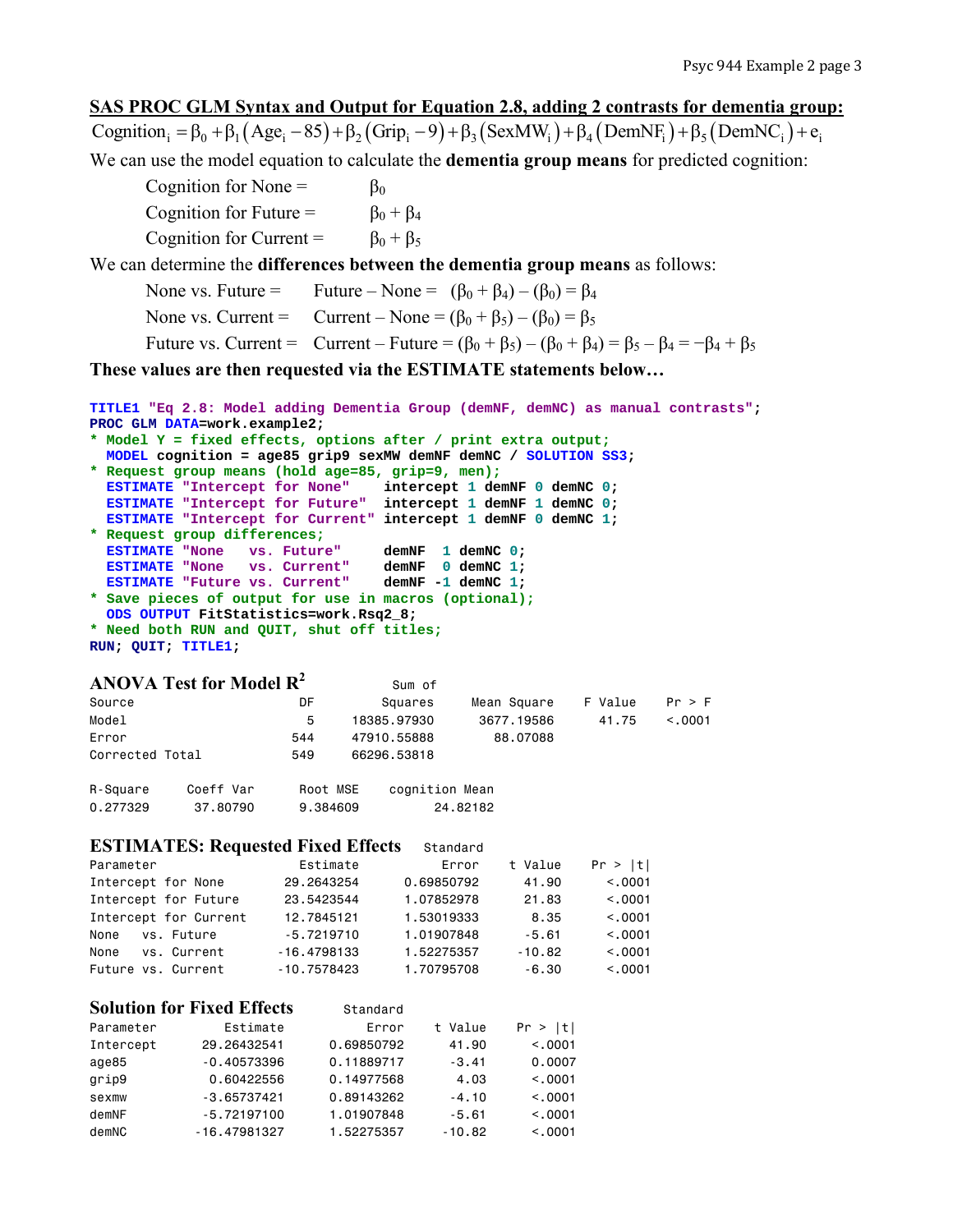## SAS PROC GLM Syntax and Output for Equation 2.8, adding 2 contrasts for dementia group:

$$\text{Cognition}_i = \beta_0 + \beta_1(\text{Age}_i - 85) + \beta_2(\text{Grip}_i - 9) + \beta_3(\text{SexMW}_i) + \beta_4(\text{DemNF}_i) + \beta_5(\text{DemNC}_i) + e_i$$

We can use the model equation to calculate the **dementia group means** for predicted cognition:

- Cognition for None = $\beta_0$
- Cognition for Future = $\beta_0 + \beta_4$
- Cognition for Current = $\beta_0 + \beta_5$

We can determine the **differences between the dementia group means** as follows:

- None vs. Future = Future – None = $(\beta_0 + \beta_4) - (\beta_0) = \beta_4$
- None vs. Current = Current – None = $(\beta_0 + \beta_5) - (\beta_0) = \beta_5$
- Future vs. Current = Current – Future = $(\beta_0 + \beta_5) - (\beta_0 + \beta_4) = \beta_5 - \beta_4 = -\beta_4 + \beta_5$

**These values are then requested via the ESTIMATE statements below…**

```
TITLE1 "Eq 2.8: Model adding Dementia Group (demNF, demNC) as manual contrasts";
PROC GLM DATA=work.example2;
* Model Y = fixed effects, options after / print extra output;
  MODEL cognition = age85 grip9 sexMW demNF demNC / SOLUTION SS3;
* Request group means (hold age=85, grip=9, men);
  ESTIMATE "Intercept for None"    intercept 1 demNF 0 demNC 0;
  ESTIMATE "Intercept for Future"  intercept 1 demNF 1 demNC 0;
  ESTIMATE "Intercept for Current" intercept 1 demNF 0 demNC 1;
* Request group differences;
  ESTIMATE "None   vs. Future"     demNF  1 demNC 0;
  ESTIMATE "None   vs. Current"    demNF  0 demNC 1;
  ESTIMATE "Future vs. Current"    demNF -1 demNC 1;
* Save pieces of output for use in macros (optional);
  ODS OUTPUT FitStatistics=work.Rsq2_8;
* Need both RUN and QUIT, shut off titles;
RUN; QUIT; TITLE1;
```

### ANOVA Test for Model $R^2$

| Source | DF | Sum of Squares | Mean Square | F Value | Pr > F |
|---|---|---|---|---|---|
| Model | 5 | 18385.97930 | 3677.19586 | 41.75 | <.0001 |
| Error | 544 | 47910.55888 | 88.07088 | | |
| Corrected Total | 549 | 66296.53818 | | | |

| R-Square | Coeff Var | Root MSE | cognition Mean |
|---|---|---|---|
| 0.277329 | 37.80790 | 9.384609 | 24.82182 |

### ESTIMATES: Requested Fixed Effects

| Parameter | Estimate | Standard Error | t Value | Pr > \|t\| |
|---|---|---|---|---|
| Intercept for None | 29.2643254 | 0.69850792 | 41.90 | <.0001 |
| Intercept for Future | 23.5423544 | 1.07852978 | 21.83 | <.0001 |
| Intercept for Current | 12.7845121 | 1.53019333 | 8.35 | <.0001 |
| None vs. Future | -5.7219710 | 1.01907848 | -5.61 | <.0001 |
| None vs. Current | -16.4798133 | 1.52275357 | -10.82 | <.0001 |
| Future vs. Current | -10.7578423 | 1.70795708 | -6.30 | <.0001 |

### Solution for Fixed Effects

| Parameter | Estimate | Standard Error | t Value | Pr > \|t\| |
|---|---|---|---|---|
| Intercept | 29.26432541 | 0.69850792 | 41.90 | <.0001 |
| age85 | -0.40573396 | 0.11889717 | -3.41 | 0.0007 |
| grip9 | 0.60422556 | 0.14977568 | 4.03 | <.0001 |
| sexmw | -3.65737421 | 0.89143262 | -4.10 | <.0001 |
| demNF | -5.72197100 | 1.01907848 | -5.61 | <.0001 |
| demNC | -16.47981327 | 1.52275357 | -10.82 | <.0001 |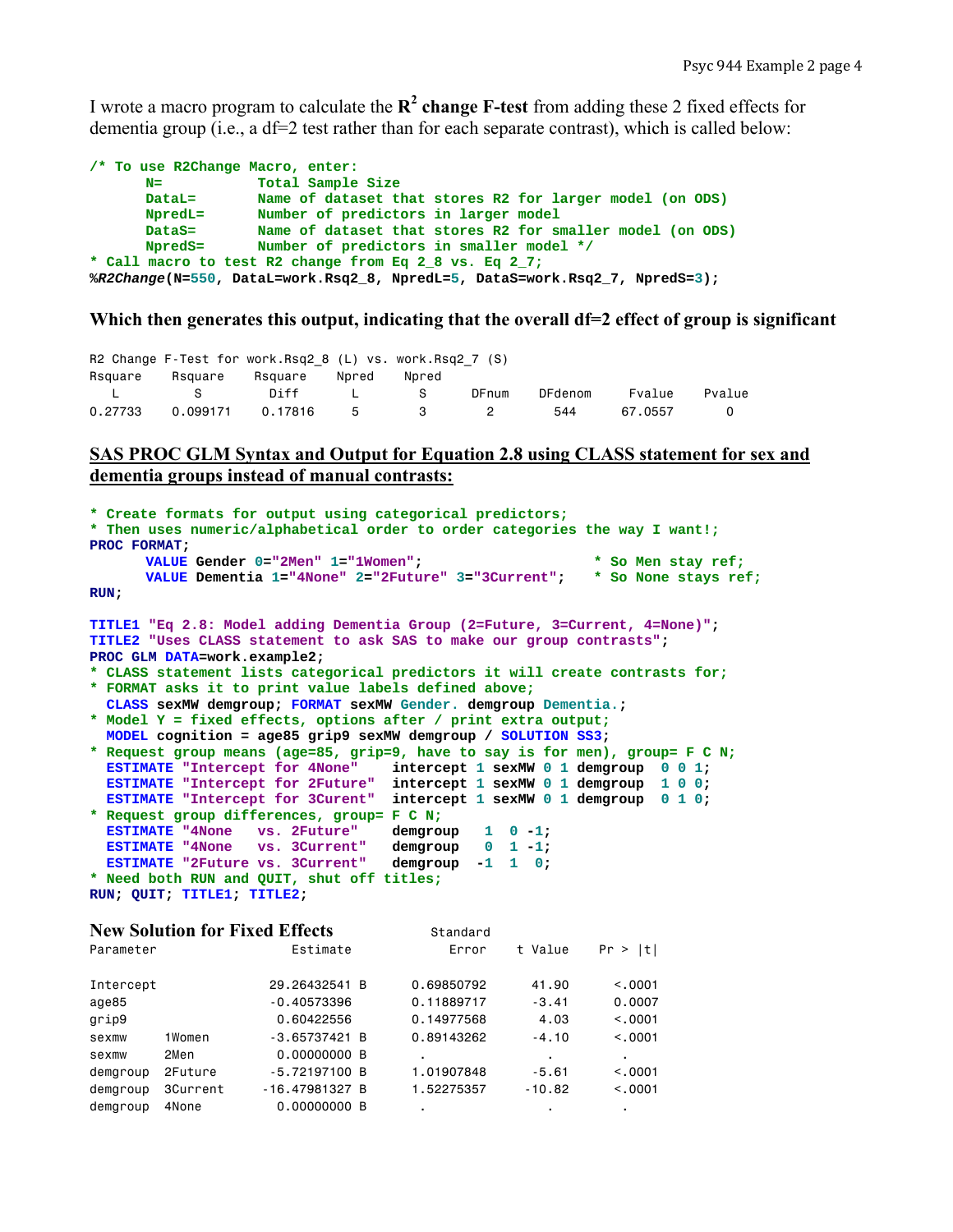I wrote a macro program to calculate the **$R^2$ change F-test** from adding these 2 fixed effects for dementia group (i.e., a df=2 test rather than for each separate contrast), which is called below:

```
/* To use R2Change Macro, enter:
      N=          Total Sample Size
      DataL=      Name of dataset that stores R2 for larger model (on ODS)
      NpredL=     Number of predictors in larger model
      DataS=      Name of dataset that stores R2 for smaller model (on ODS)
      NpredS=     Number of predictors in smaller model */
* Call macro to test R2 change from Eq 2_8 vs. Eq 2_7;
%R2Change(N=550, DataL=work.Rsq2_8, NpredL=5, DataS=work.Rsq2_7, NpredS=3);
```

**Which then generates this output, indicating that the overall df=2 effect of group is significant**

```
R2 Change F-Test for work.Rsq2_8 (L) vs. work.Rsq2_7 (S)
Rsquare    Rsquare    Rsquare    Npred    Npred
   L          S         Diff       L        S       DFnum    DFdenom     Fvalue     Pvalue
0.27733    0.099171   0.17816      5        3         2        544      67.0557       0
```

**SAS PROC GLM Syntax and Output for Equation 2.8 using CLASS statement for sex and dementia groups instead of manual contrasts:**

```
* Create formats for output using categorical predictors;
* Then uses numeric/alphabetical order to order categories the way I want!;
PROC FORMAT;
      VALUE Gender 0="2Men" 1="1Women";                    * So Men stay ref;
      VALUE Dementia 1="4None" 2="2Future" 3="3Current";   * So None stays ref;
RUN;

TITLE1 "Eq 2.8: Model adding Dementia Group (2=Future, 3=Current, 4=None)";
TITLE2 "Uses CLASS statement to ask SAS to make our group contrasts";
PROC GLM DATA=work.example2;
* CLASS statement lists categorical predictors it will create contrasts for;
* FORMAT asks it to print value labels defined above;
  CLASS sexMW demgroup; FORMAT sexMW Gender. demgroup Dementia.;
* Model Y = fixed effects, options after / print extra output;
  MODEL cognition = age85 grip9 sexMW demgroup / SOLUTION SS3;
* Request group means (age=85, grip=9, have to say is for men), group= F C N;
  ESTIMATE "Intercept for 4None"    intercept 1 sexMW 0 1 demgroup  0 0 1;
  ESTIMATE "Intercept for 2Future"  intercept 1 sexMW 0 1 demgroup  1 0 0;
  ESTIMATE "Intercept for 3Curent"  intercept 1 sexMW 0 1 demgroup  0 1 0;
* Request group differences, group= F C N;
  ESTIMATE "4None   vs. 2Future"    demgroup   1  0 -1;
  ESTIMATE "4None   vs. 3Current"   demgroup   0  1 -1;
  ESTIMATE "2Future vs. 3Current"   demgroup  -1  1  0;
* Need both RUN and QUIT, shut off titles;
RUN; QUIT; TITLE1; TITLE2;
```

**New Solution for Fixed Effects**

| Parameter | | Estimate | Standard Error | t Value | Pr > \|t\| |
|---|---|---|---|---|---|
| Intercept | | 29.26432541 B | 0.69850792 | 41.90 | <.0001 |
| age85 | | -0.40573396 | 0.11889717 | -3.41 | 0.0007 |
| grip9 | | 0.60422556 | 0.14977568 | 4.03 | <.0001 |
| sexmw | 1Women | -3.65737421 B | 0.89143262 | -4.10 | <.0001 |
| sexmw | 2Men | 0.00000000 B | . | . | . |
| demgroup | 2Future | -5.72197100 B | 1.01907848 | -5.61 | <.0001 |
| demgroup | 3Current | -16.47981327 B | 1.52275357 | -10.82 | <.0001 |
| demgroup | 4None | 0.00000000 B | . | . | . |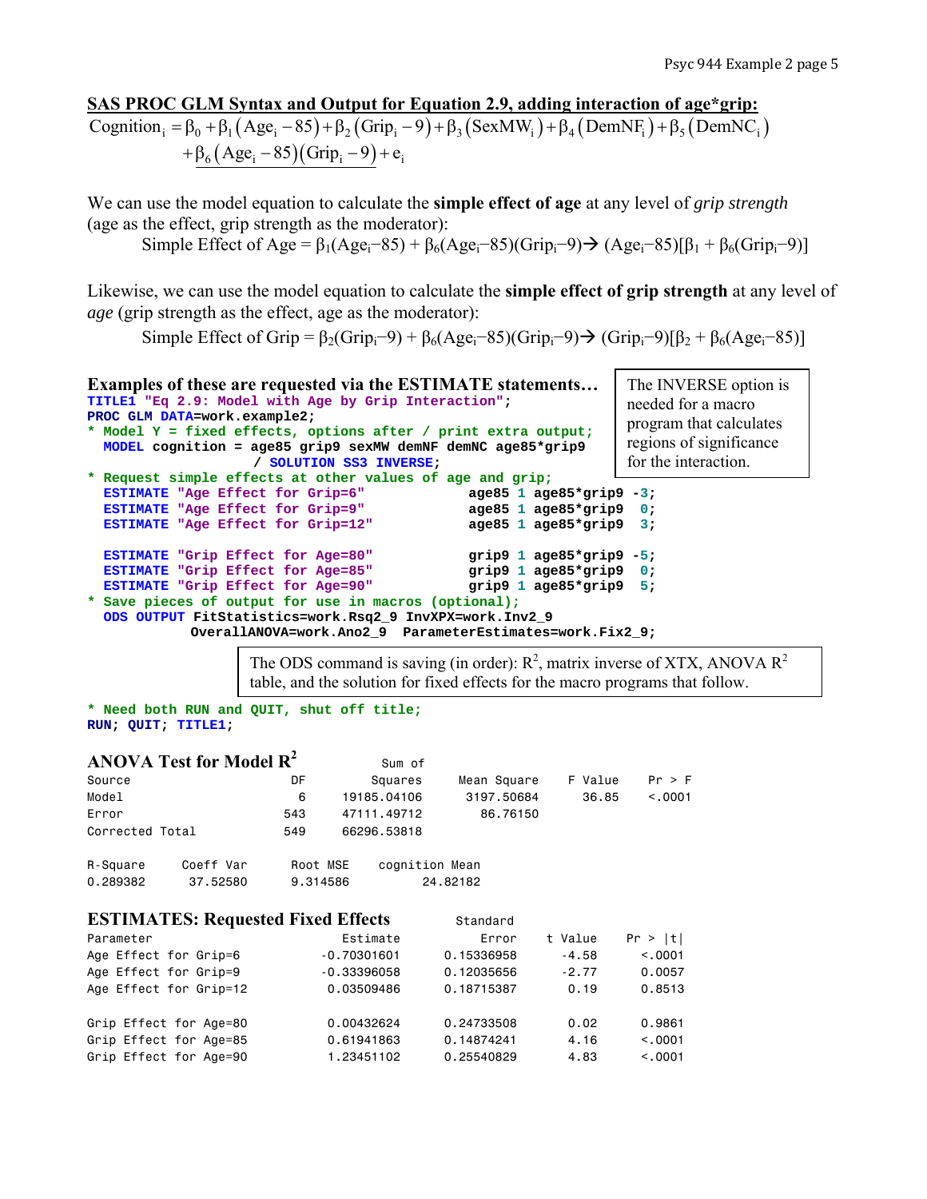## SAS PROC GLM Syntax and Output for Equation 2.9, adding interaction of age*grip:

$$\text{Cognition}_i = \beta_0 + \beta_1(\text{Age}_i - 85) + \beta_2(\text{Grip}_i - 9) + \beta_3(\text{SexMW}_i) + \beta_4(\text{DemNF}_i) + \beta_5(\text{DemNC}_i) + \underline{\beta_6(\text{Age}_i - 85)(\text{Grip}_i - 9)} + e_i$$

We can use the model equation to calculate the **simple effect of age** at any level of *grip strength* (age as the effect, grip strength as the moderator):

Simple Effect of Age = $\beta_1(\text{Age}_i - 85) + \beta_6(\text{Age}_i - 85)(\text{Grip}_i - 9) \rightarrow (\text{Age}_i - 85)[\beta_1 + \beta_6(\text{Grip}_i - 9)]$

Likewise, we can use the model equation to calculate the **simple effect of grip strength** at any level of *age* (grip strength as the effect, age as the moderator):

Simple Effect of Grip = $\beta_2(\text{Grip}_i - 9) + \beta_6(\text{Age}_i - 85)(\text{Grip}_i - 9) \rightarrow (\text{Grip}_i - 9)[\beta_2 + \beta_6(\text{Age}_i - 85)]$

**Examples of these are requested via the ESTIMATE statements…**

```
TITLE1 "Eq 2.9: Model with Age by Grip Interaction";
PROC GLM DATA=work.example2;
* Model Y = fixed effects, options after / print extra output;
  MODEL cognition = age85 grip9 sexMW demNF demNC age85*grip9
                    / SOLUTION SS3 INVERSE;
* Request simple effects at other values of age and grip;
  ESTIMATE "Age Effect for Grip=6"            age85 1 age85*grip9 -3;
  ESTIMATE "Age Effect for Grip=9"            age85 1 age85*grip9  0;
  ESTIMATE "Age Effect for Grip=12"           age85 1 age85*grip9  3;

  ESTIMATE "Grip Effect for Age=80"           grip9 1 age85*grip9 -5;
  ESTIMATE "Grip Effect for Age=85"           grip9 1 age85*grip9  0;
  ESTIMATE "Grip Effect for Age=90"           grip9 1 age85*grip9  5;
* Save pieces of output for use in macros (optional);
  ODS OUTPUT FitStatistics=work.Rsq2_9 InvXPX=work.Inv2_9
             OverallANOVA=work.Ano2_9  ParameterEstimates=work.Fix2_9;
```

The INVERSE option is needed for a macro program that calculates regions of significance for the interaction.

The ODS command is saving (in order): $R^2$, matrix inverse of XTX, ANOVA $R^2$ table, and the solution for fixed effects for the macro programs that follow.

```
* Need both RUN and QUIT, shut off title;
RUN; QUIT; TITLE1;
```

**ANOVA Test for Model $R^2$**

| Source | DF | Sum of Squares | Mean Square | F Value | Pr > F |
|---|---|---|---|---|---|
| Model | 6 | 19185.04106 | 3197.50684 | 36.85 | <.0001 |
| Error | 543 | 47111.49712 | 86.76150 | | |
| Corrected Total | 549 | 66296.53818 | | | |

| R-Square | Coeff Var | Root MSE | cognition Mean |
|---|---|---|---|
| 0.289382 | 37.52580 | 9.314586 | 24.82182 |

**ESTIMATES: Requested Fixed Effects**

| Parameter | Estimate | Standard Error | t Value | Pr > \|t\| |
|---|---|---|---|---|
| Age Effect for Grip=6 | -0.70301601 | 0.15336958 | -4.58 | <.0001 |
| Age Effect for Grip=9 | -0.33396058 | 0.12035656 | -2.77 | 0.0057 |
| Age Effect for Grip=12 | 0.03509486 | 0.18715387 | 0.19 | 0.8513 |
| Grip Effect for Age=80 | 0.00432624 | 0.24733508 | 0.02 | 0.9861 |
| Grip Effect for Age=85 | 0.61941863 | 0.14874241 | 4.16 | <.0001 |
| Grip Effect for Age=90 | 1.23451102 | 0.25540829 | 4.83 | <.0001 |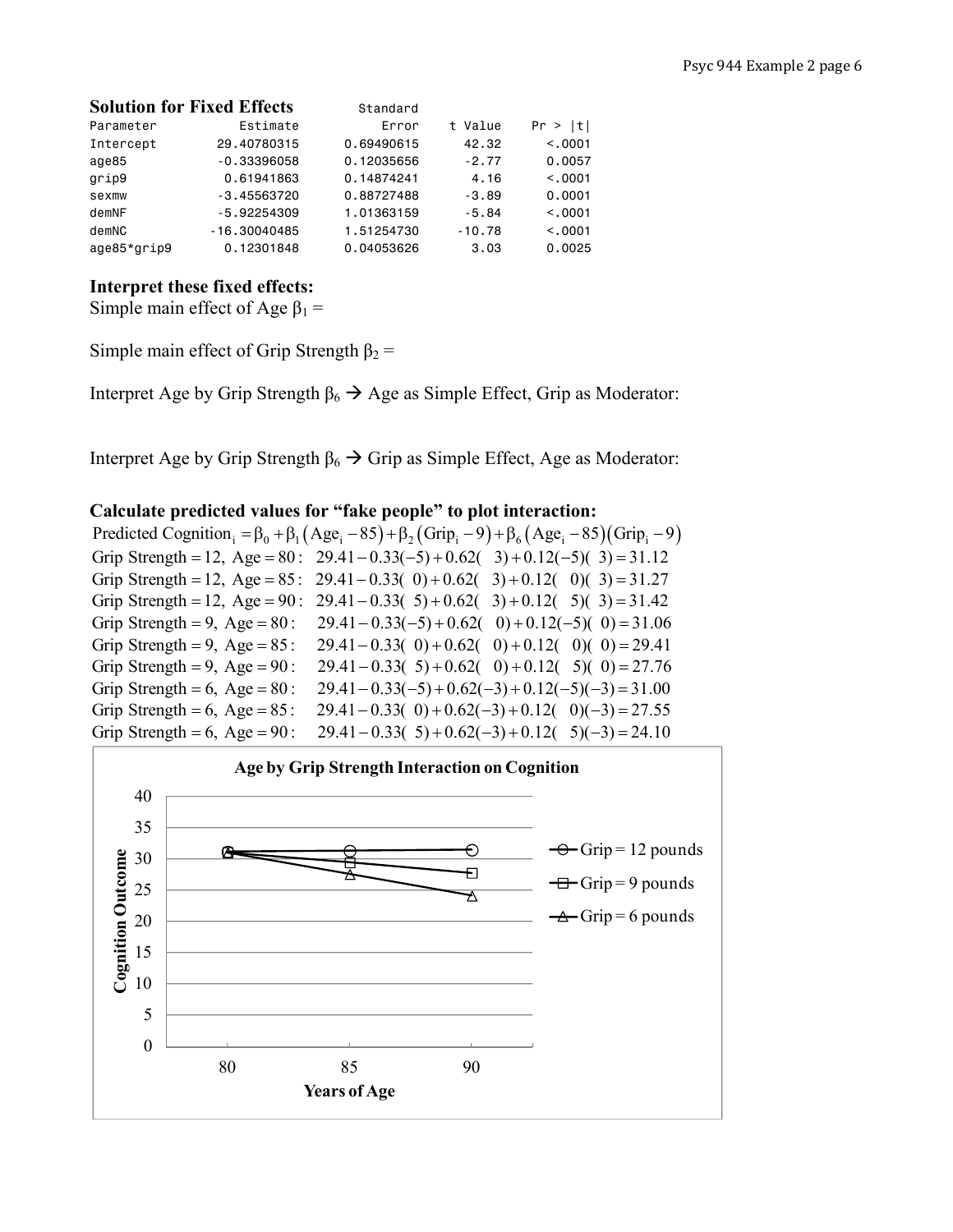**Solution for Fixed Effects**

| Parameter | Estimate | Standard Error | t Value | Pr > \|t\| |
|---|---|---|---|---|
| Intercept | 29.40780315 | 0.69490615 | 42.32 | <.0001 |
| age85 | -0.33396058 | 0.12035656 | -2.77 | 0.0057 |
| grip9 | 0.61941863 | 0.14874241 | 4.16 | <.0001 |
| sexmw | -3.45563720 | 0.88727488 | -3.89 | 0.0001 |
| demNF | -5.92254309 | 1.01363159 | -5.84 | <.0001 |
| demNC | -16.30040485 | 1.51254730 | -10.78 | <.0001 |
| age85*grip9 | 0.12301848 | 0.04053626 | 3.03 | 0.0025 |

**Interpret these fixed effects:**

Simple main effect of Age $\beta_1$ =

Simple main effect of Grip Strength $\beta_2$ =

Interpret Age by Grip Strength $\beta_6$ → Age as Simple Effect, Grip as Moderator:

Interpret Age by Grip Strength $\beta_6$ → Grip as Simple Effect, Age as Moderator:

**Calculate predicted values for "fake people" to plot interaction:**

$$\text{Predicted Cognition}_i = \beta_0 + \beta_1(\text{Age}_i - 85) + \beta_2(\text{Grip}_i - 9) + \beta_6(\text{Age}_i - 85)(\text{Grip}_i - 9)$$

$$\text{Grip Strength} = 12,\ \text{Age} = 80: \quad 29.41 - 0.33(-5) + 0.62(3) + 0.12(-5)(3) = 31.12$$

$$\text{Grip Strength} = 12,\ \text{Age} = 85: \quad 29.41 - 0.33(0) + 0.62(3) + 0.12(0)(3) = 31.27$$

$$\text{Grip Strength} = 12,\ \text{Age} = 90: \quad 29.41 - 0.33(5) + 0.62(3) + 0.12(5)(3) = 31.42$$

$$\text{Grip Strength} = 9,\ \text{Age} = 80: \quad 29.41 - 0.33(-5) + 0.62(0) + 0.12(-5)(0) = 31.06$$

$$\text{Grip Strength} = 9,\ \text{Age} = 85: \quad 29.41 - 0.33(0) + 0.62(0) + 0.12(0)(0) = 29.41$$

$$\text{Grip Strength} = 9,\ \text{Age} = 90: \quad 29.41 - 0.33(5) + 0.62(0) + 0.12(5)(0) = 27.76$$

$$\text{Grip Strength} = 6,\ \text{Age} = 80: \quad 29.41 - 0.33(-5) + 0.62(-3) + 0.12(-5)(-3) = 31.00$$

$$\text{Grip Strength} = 6,\ \text{Age} = 85: \quad 29.41 - 0.33(0) + 0.62(-3) + 0.12(0)(-3) = 27.55$$

$$\text{Grip Strength} = 6,\ \text{Age} = 90: \quad 29.41 - 0.33(5) + 0.62(-3) + 0.12(5)(-3) = 24.10$$

**Age by Grip Strength Interaction on Cognition**

| Years of Age | Grip = 12 pounds | Grip = 9 pounds | Grip = 6 pounds |
|---|---|---|---|
| 80 | 31.12 | 31.06 | 31.00 |
| 85 | 31.27 | 29.41 | 27.55 |
| 90 | 31.42 | 27.76 | 24.10 |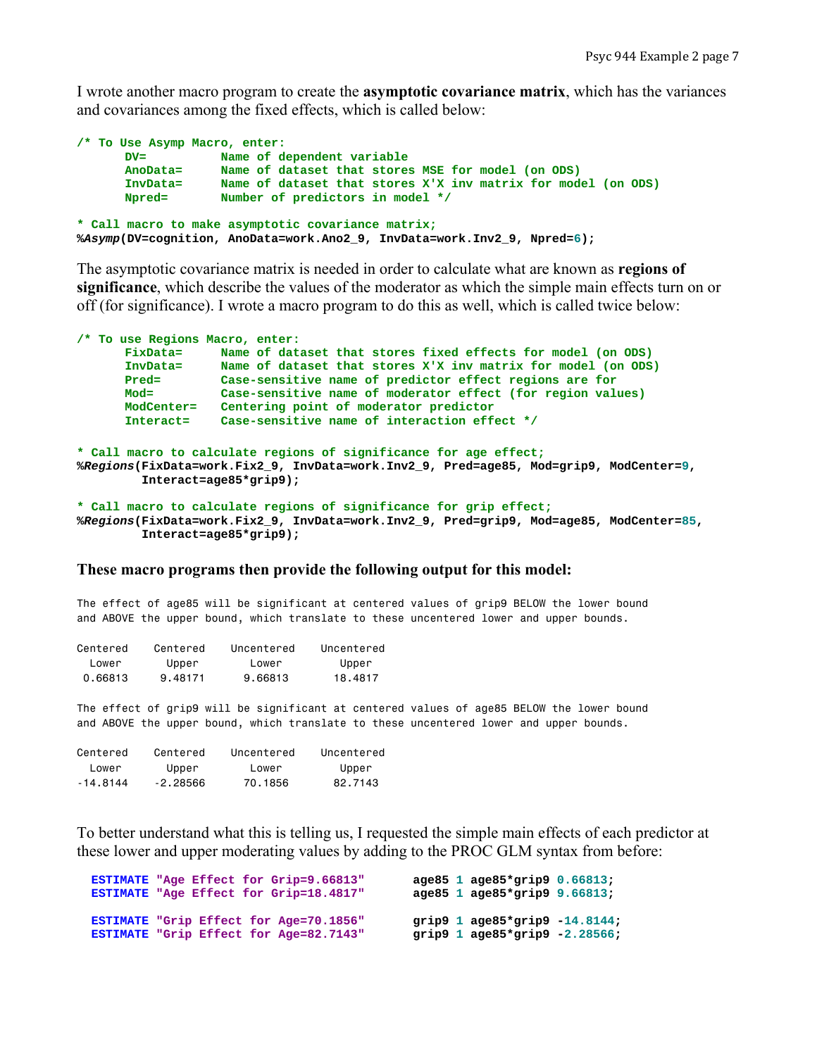I wrote another macro program to create the **asymptotic covariance matrix**, which has the variances and covariances among the fixed effects, which is called below:

```
/* To Use Asymp Macro, enter:
      DV=          Name of dependent variable
      AnoData=     Name of dataset that stores MSE for model (on ODS)
      InvData=     Name of dataset that stores X'X inv matrix for model (on ODS)
      Npred=       Number of predictors in model */

* Call macro to make asymptotic covariance matrix;
%Asymp(DV=cognition, AnoData=work.Ano2_9, InvData=work.Inv2_9, Npred=6);
```

The asymptotic covariance matrix is needed in order to calculate what are known as **regions of significance**, which describe the values of the moderator as which the simple main effects turn on or off (for significance). I wrote a macro program to do this as well, which is called twice below:

```
/* To use Regions Macro, enter:
      FixData=     Name of dataset that stores fixed effects for model (on ODS)
      InvData=     Name of dataset that stores X'X inv matrix for model (on ODS)
      Pred=        Case-sensitive name of predictor effect regions are for
      Mod=         Case-sensitive name of moderator effect (for region values)
      ModCenter=   Centering point of moderator predictor
      Interact=    Case-sensitive name of interaction effect */

* Call macro to calculate regions of significance for age effect;
%Regions(FixData=work.Fix2_9, InvData=work.Inv2_9, Pred=age85, Mod=grip9, ModCenter=9,
        Interact=age85*grip9);

* Call macro to calculate regions of significance for grip effect;
%Regions(FixData=work.Fix2_9, InvData=work.Inv2_9, Pred=grip9, Mod=age85, ModCenter=85,
        Interact=age85*grip9);
```

### These macro programs then provide the following output for this model:

```
The effect of age85 will be significant at centered values of grip9 BELOW the lower bound
and ABOVE the upper bound, which translate to these uncentered lower and upper bounds.

Centered    Centered    Uncentered    Uncentered
  Lower       Upper       Lower         Upper
 0.66813     9.48171     9.66813       18.4817

The effect of grip9 will be significant at centered values of age85 BELOW the lower bound
and ABOVE the upper bound, which translate to these uncentered lower and upper bounds.

Centered    Centered    Uncentered    Uncentered
  Lower       Upper       Lower         Upper
-14.8144    -2.28566     70.1856       82.7143
```

To better understand what this is telling us, I requested the simple main effects of each predictor at these lower and upper moderating values by adding to the PROC GLM syntax from before:

```
ESTIMATE "Age Effect for Grip=9.66813"      age85 1 age85*grip9 0.66813;
ESTIMATE "Age Effect for Grip=18.4817"      age85 1 age85*grip9 9.66813;

ESTIMATE "Grip Effect for Age=70.1856"      grip9 1 age85*grip9 -14.8144;
ESTIMATE "Grip Effect for Age=82.7143"      grip9 1 age85*grip9 -2.28566;
```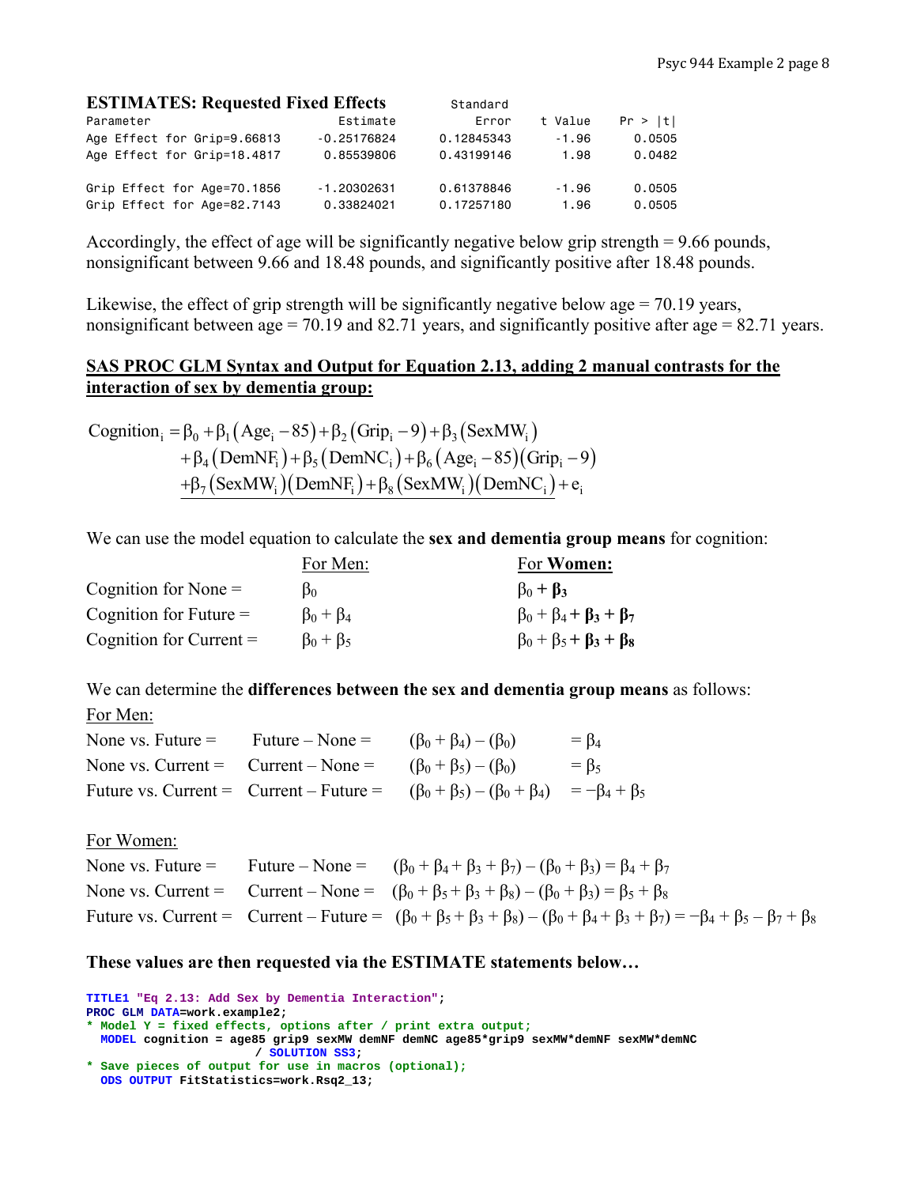**ESTIMATES: Requested Fixed Effects**

```
                                                   Standard
Parameter                         Estimate            Error    t Value    Pr > |t|
Age Effect for Grip=9.66813    -0.25176824       0.12845343      -1.96      0.0505
Age Effect for Grip=18.4817     0.85539806       0.43199146       1.98      0.0482

Grip Effect for Age=70.1856    -1.20302631       0.61378846      -1.96      0.0505
Grip Effect for Age=82.7143     0.33824021       0.17257180       1.96      0.0505
```

Accordingly, the effect of age will be significantly negative below grip strength = 9.66 pounds, nonsignificant between 9.66 and 18.48 pounds, and significantly positive after 18.48 pounds.

Likewise, the effect of grip strength will be significantly negative below age = 70.19 years, nonsignificant between age = 70.19 and 82.71 years, and significantly positive after age = 82.71 years.

## SAS PROC GLM Syntax and Output for Equation 2.13, adding 2 manual contrasts for the interaction of sex by dementia group:

$$
\begin{aligned}
\text{Cognition}_i = & \beta_0 + \beta_1(\text{Age}_i - 85) + \beta_2(\text{Grip}_i - 9) + \beta_3(\text{SexMW}_i) \\
& + \beta_4(\text{DemNF}_i) + \beta_5(\text{DemNC}_i) + \beta_6(\text{Age}_i - 85)(\text{Grip}_i - 9) \\
& \underline{+ \beta_7(\text{SexMW}_i)(\text{DemNF}_i) + \beta_8(\text{SexMW}_i)(\text{DemNC}_i)} + e_i
\end{aligned}
$$

We can use the model equation to calculate the **sex and dementia group means** for cognition:

| | For Men: | For **Women:** |
|---|---|---|
| Cognition for None = | $\beta_0$ | $\beta_0 + \boldsymbol{\beta_3}$ |
| Cognition for Future = | $\beta_0 + \beta_4$ | $\beta_0 + \beta_4 + \boldsymbol{\beta_3} + \boldsymbol{\beta_7}$ |
| Cognition for Current = | $\beta_0 + \beta_5$ | $\beta_0 + \beta_5 + \boldsymbol{\beta_3} + \boldsymbol{\beta_8}$ |

We can determine the **differences between the sex and dementia group means** as follows:

For Men:

| | | | |
|---|---|---|---|
| None vs. Future = | Future – None = | $(\beta_0 + \beta_4) - (\beta_0)$ | $= \beta_4$ |
| None vs. Current = | Current – None = | $(\beta_0 + \beta_5) - (\beta_0)$ | $= \beta_5$ |
| Future vs. Current = | Current – Future = | $(\beta_0 + \beta_5) - (\beta_0 + \beta_4)$ | $= -\beta_4 + \beta_5$ |

For Women:

| | | |
|---|---|---|
| None vs. Future = | Future – None = | $(\beta_0 + \beta_4 + \beta_3 + \beta_7) - (\beta_0 + \beta_3) = \beta_4 + \beta_7$ |
| None vs. Current = | Current – None = | $(\beta_0 + \beta_5 + \beta_3 + \beta_8) - (\beta_0 + \beta_3) = \beta_5 + \beta_8$ |
| Future vs. Current = | Current – Future = | $(\beta_0 + \beta_5 + \beta_3 + \beta_8) - (\beta_0 + \beta_4 + \beta_3 + \beta_7) = -\beta_4 + \beta_5 - \beta_7 + \beta_8$ |

**These values are then requested via the ESTIMATE statements below…**

```
TITLE1 "Eq 2.13: Add Sex by Dementia Interaction";
PROC GLM DATA=work.example2;
* Model Y = fixed effects, options after / print extra output;
  MODEL cognition = age85 grip9 sexMW demNF demNC age85*grip9 sexMW*demNF sexMW*demNC
                    / SOLUTION SS3;
* Save pieces of output for use in macros (optional);
  ODS OUTPUT FitStatistics=work.Rsq2_13;
```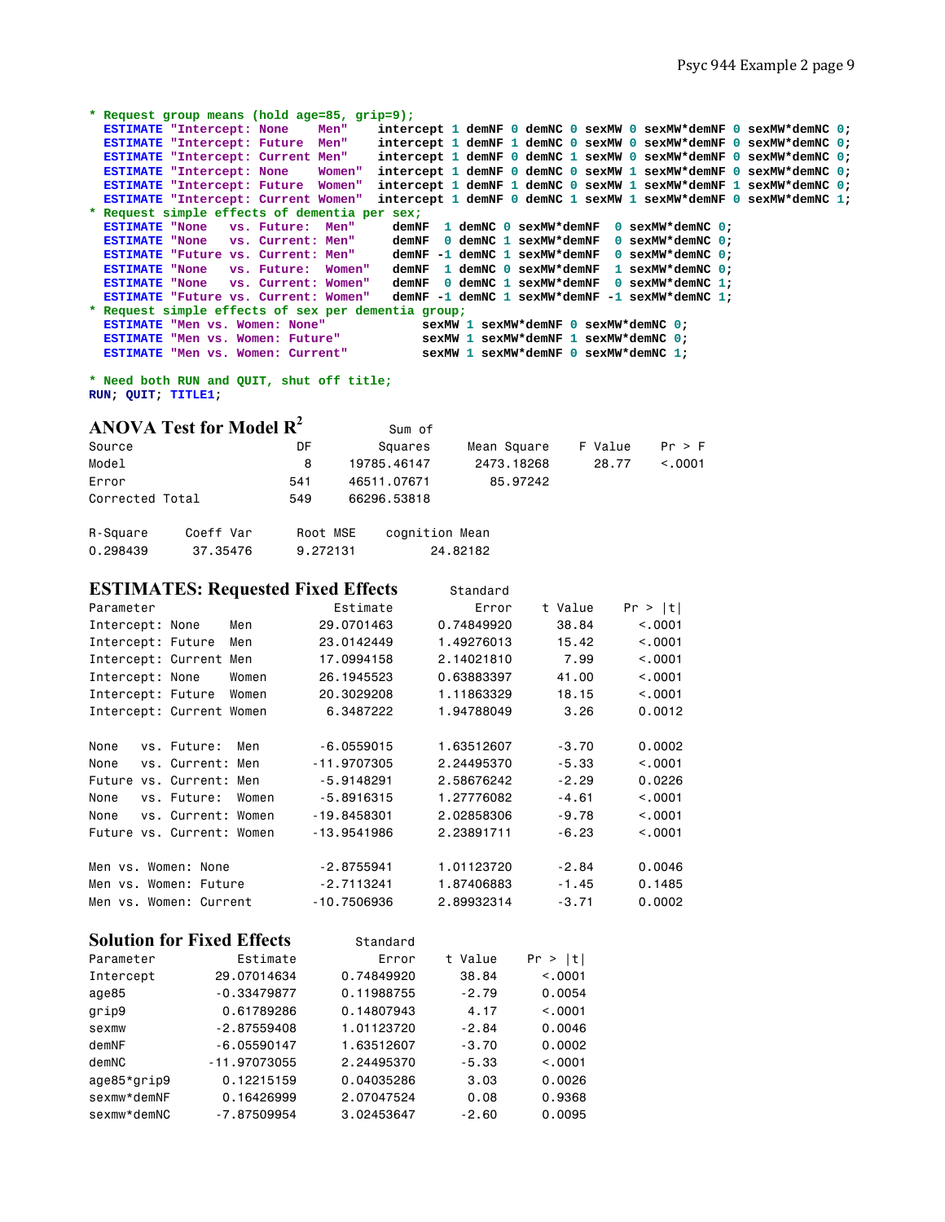```
* Request group means (hold age=85, grip=9);
  ESTIMATE "Intercept: None    Men"    intercept 1 demNF 0 demNC 0 sexMW 0 sexMW*demNF 0 sexMW*demNC 0;
  ESTIMATE "Intercept: Future  Men"    intercept 1 demNF 1 demNC 0 sexMW 0 sexMW*demNF 0 sexMW*demNC 0;
  ESTIMATE "Intercept: Current Men"    intercept 1 demNF 0 demNC 1 sexMW 0 sexMW*demNF 0 sexMW*demNC 0;
  ESTIMATE "Intercept: None    Women"  intercept 1 demNF 0 demNC 0 sexMW 1 sexMW*demNF 0 sexMW*demNC 0;
  ESTIMATE "Intercept: Future  Women"  intercept 1 demNF 1 demNC 0 sexMW 1 sexMW*demNF 1 sexMW*demNC 0;
  ESTIMATE "Intercept: Current Women"  intercept 1 demNF 0 demNC 1 sexMW 1 sexMW*demNF 0 sexMW*demNC 1;
* Request simple effects of dementia per sex;
  ESTIMATE "None   vs. Future:  Men"     demNF  1 demNC 0 sexMW*demNF  0 sexMW*demNC 0;
  ESTIMATE "None   vs. Current: Men"     demNF  0 demNC 1 sexMW*demNF  0 sexMW*demNC 0;
  ESTIMATE "Future vs. Current: Men"     demNF -1 demNC 1 sexMW*demNF  0 sexMW*demNC 0;
  ESTIMATE "None   vs. Future:  Women"   demNF  1 demNC 0 sexMW*demNF  1 sexMW*demNC 0;
  ESTIMATE "None   vs. Current: Women"   demNF  0 demNC 1 sexMW*demNF  0 sexMW*demNC 1;
  ESTIMATE "Future vs. Current: Women"   demNF -1 demNC 1 sexMW*demNF -1 sexMW*demNC 1;
* Request simple effects of sex per dementia group;
  ESTIMATE "Men vs. Women: None"            sexMW 1 sexMW*demNF 0 sexMW*demNC 0;
  ESTIMATE "Men vs. Women: Future"          sexMW 1 sexMW*demNF 1 sexMW*demNC 0;
  ESTIMATE "Men vs. Women: Current"         sexMW 1 sexMW*demNF 0 sexMW*demNC 1;

* Need both RUN and QUIT, shut off title;
RUN; QUIT; TITLE1;
```

## ANOVA Test for Model $R^2$

| Source | DF | Sum of Squares | Mean Square | F Value | Pr > F |
|---|---|---|---|---|---|
| Model | 8 | 19785.46147 | 2473.18268 | 28.77 | <.0001 |
| Error | 541 | 46511.07671 | 85.97242 | | |
| Corrected Total | 549 | 66296.53818 | | | |

| R-Square | Coeff Var | Root MSE | cognition Mean |
|---|---|---|---|
| 0.298439 | 37.35476 | 9.272131 | 24.82182 |

## ESTIMATES: Requested Fixed Effects

| Parameter | Estimate | Standard Error | t Value | Pr > \|t\| |
|---|---|---|---|---|
| Intercept: None Men | 29.0701463 | 0.74849920 | 38.84 | <.0001 |
| Intercept: Future Men | 23.0142449 | 1.49276013 | 15.42 | <.0001 |
| Intercept: Current Men | 17.0994158 | 2.14021810 | 7.99 | <.0001 |
| Intercept: None Women | 26.1945523 | 0.63883397 | 41.00 | <.0001 |
| Intercept: Future Women | 20.3029208 | 1.11863329 | 18.15 | <.0001 |
| Intercept: Current Women | 6.3487222 | 1.94788049 | 3.26 | 0.0012 |
| | | | | |
| None vs. Future: Men | -6.0559015 | 1.63512607 | -3.70 | 0.0002 |
| None vs. Current: Men | -11.9707305 | 2.24495370 | -5.33 | <.0001 |
| Future vs. Current: Men | -5.9148291 | 2.58676242 | -2.29 | 0.0226 |
| None vs. Future: Women | -5.8916315 | 1.27776082 | -4.61 | <.0001 |
| None vs. Current: Women | -19.8458301 | 2.02858306 | -9.78 | <.0001 |
| Future vs. Current: Women | -13.9541986 | 2.23891711 | -6.23 | <.0001 |
| | | | | |
| Men vs. Women: None | -2.8755941 | 1.01123720 | -2.84 | 0.0046 |
| Men vs. Women: Future | -2.7113241 | 1.87406883 | -1.45 | 0.1485 |
| Men vs. Women: Current | -10.7506936 | 2.89932314 | -3.71 | 0.0002 |

## Solution for Fixed Effects

| Parameter | Estimate | Standard Error | t Value | Pr > \|t\| |
|---|---|---|---|---|
| Intercept | 29.07014634 | 0.74849920 | 38.84 | <.0001 |
| age85 | -0.33479877 | 0.11988755 | -2.79 | 0.0054 |
| grip9 | 0.61789286 | 0.14807943 | 4.17 | <.0001 |
| sexmw | -2.87559408 | 1.01123720 | -2.84 | 0.0046 |
| demNF | -6.05590147 | 1.63512607 | -3.70 | 0.0002 |
| demNC | -11.97073055 | 2.24495370 | -5.33 | <.0001 |
| age85*grip9 | 0.12215159 | 0.04035286 | 3.03 | 0.0026 |
| sexmw*demNF | 0.16426999 | 2.07047524 | 0.08 | 0.9368 |
| sexmw*demNC | -7.87509954 | 3.02453647 | -2.60 | 0.0095 |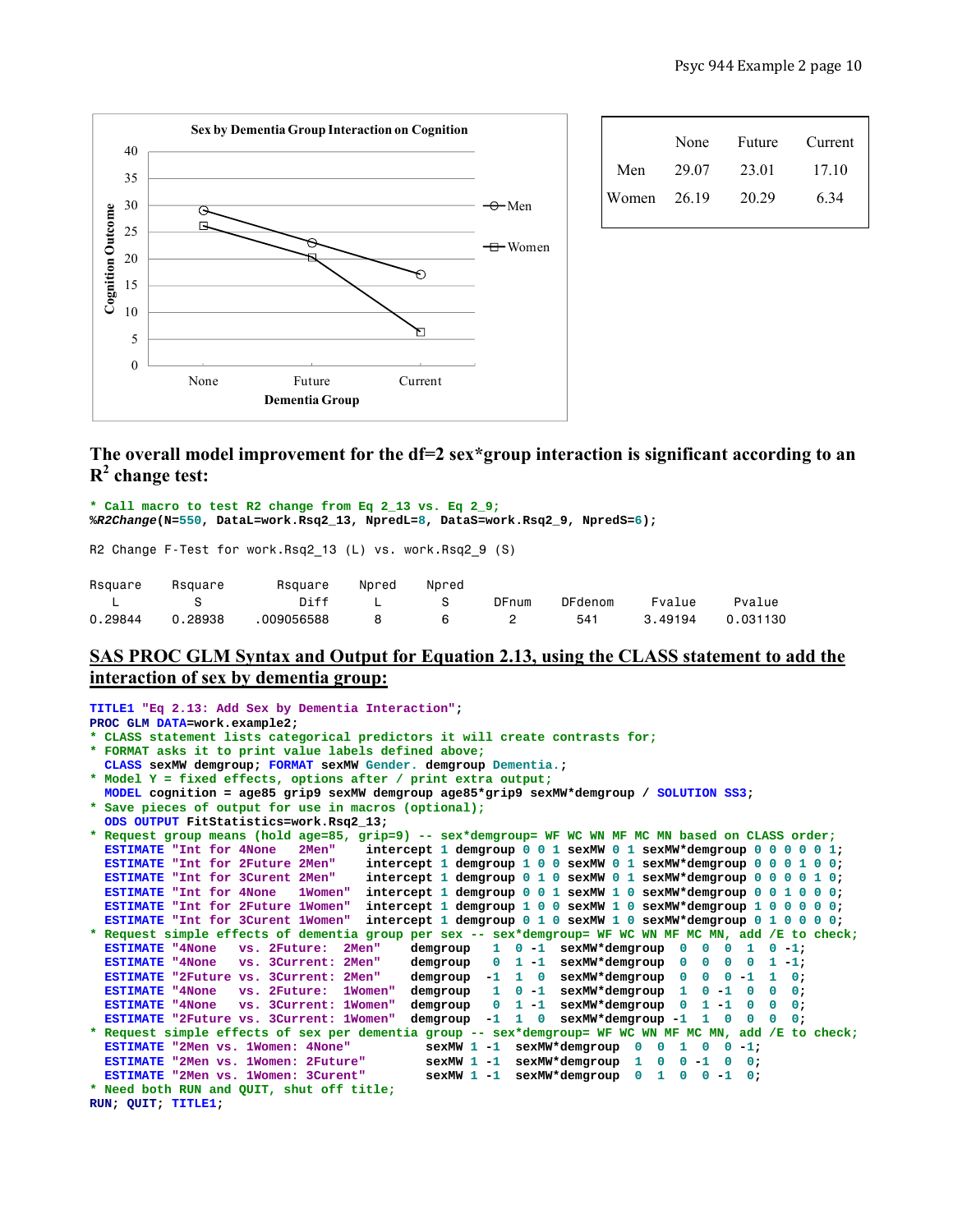| | None | Future | Current |
|---|---|---|---|
| Men | 29.07 | 23.01 | 17.10 |
| Women | 26.19 | 20.29 | 6.34 |

**The overall model improvement for the df=2 sex*group interaction is significant according to an $R^2$ change test:**

```
* Call macro to test R2 change from Eq 2_13 vs. Eq 2_9;
%R2Change(N=550, DataL=work.Rsq2_13, NpredL=8, DataS=work.Rsq2_9, NpredS=6);

R2 Change F-Test for work.Rsq2_13 (L) vs. work.Rsq2_9 (S)

Rsquare    Rsquare      Rsquare     Npred     Npred
   L          S          Diff          L         S       DFnum     DFdenom     Fvalue      Pvalue
0.29844    0.28938    .009056588       8         6         2         541      3.49194     0.031130
```

## SAS PROC GLM Syntax and Output for Equation 2.13, using the CLASS statement to add the interaction of sex by dementia group:

```
TITLE1 "Eq 2.13: Add Sex by Dementia Interaction";
PROC GLM DATA=work.example2;
* CLASS statement lists categorical predictors it will create contrasts for;
* FORMAT asks it to print value labels defined above;
  CLASS sexMW demgroup; FORMAT sexMW Gender. demgroup Dementia.;
* Model Y = fixed effects, options after / print extra output;
  MODEL cognition = age85 grip9 sexMW demgroup age85*grip9 sexMW*demgroup / SOLUTION SS3;
* Save pieces of output for use in macros (optional);
  ODS OUTPUT FitStatistics=work.Rsq2_13;
* Request group means (hold age=85, grip=9) -- sex*demgroup= WF WC WN MF MC MN based on CLASS order;
  ESTIMATE "Int for 4None   2Men"    intercept 1 demgroup 0 0 1 sexMW 0 1 sexMW*demgroup 0 0 0 0 0 1;
  ESTIMATE "Int for 2Future 2Men"    intercept 1 demgroup 1 0 0 sexMW 0 1 sexMW*demgroup 0 0 0 1 0 0;
  ESTIMATE "Int for 3Curent 2Men"    intercept 1 demgroup 0 1 0 sexMW 0 1 sexMW*demgroup 0 0 0 0 1 0;
  ESTIMATE "Int for 4None   1Women"  intercept 1 demgroup 0 0 1 sexMW 1 0 sexMW*demgroup 0 0 1 0 0 0;
  ESTIMATE "Int for 2Future 1Women"  intercept 1 demgroup 1 0 0 sexMW 1 0 sexMW*demgroup 1 0 0 0 0 0;
  ESTIMATE "Int for 3Curent 1Women"  intercept 1 demgroup 0 1 0 sexMW 1 0 sexMW*demgroup 0 1 0 0 0 0;
* Request simple effects of dementia group per sex -- sex*demgroup= WF WC WN MF MC MN, add /E to check;
  ESTIMATE "4None   vs. 2Future:  2Men"    demgroup   1  0 -1  sexMW*demgroup  0  0  0  1  0 -1;
  ESTIMATE "4None   vs. 3Current: 2Men"    demgroup   0  1 -1  sexMW*demgroup  0  0  0  0  1 -1;
  ESTIMATE "2Future vs. 3Current: 2Men"    demgroup  -1  1  0  sexMW*demgroup  0  0  0 -1  1  0;
  ESTIMATE "4None   vs. 2Future:  1Women"  demgroup   1  0 -1  sexMW*demgroup  1  0 -1  0  0  0;
  ESTIMATE "4None   vs. 3Current: 1Women"  demgroup   0  1 -1  sexMW*demgroup  0  1 -1  0  0  0;
  ESTIMATE "2Future vs. 3Current: 1Women"  demgroup  -1  1  0  sexMW*demgroup -1  1  0  0  0  0;
* Request simple effects of sex per dementia group -- sex*demgroup= WF WC WN MF MC MN, add /E to check;
  ESTIMATE "2Men vs. 1Women: 4None"          sexMW 1 -1  sexMW*demgroup  0  0  1  0  0 -1;
  ESTIMATE "2Men vs. 1Women: 2Future"        sexMW 1 -1  sexMW*demgroup  1  0  0 -1  0  0;
  ESTIMATE "2Men vs. 1Women: 3Curent"        sexMW 1 -1  sexMW*demgroup  0  1  0  0 -1  0;
* Need both RUN and QUIT, shut off title;
RUN; QUIT; TITLE1;
```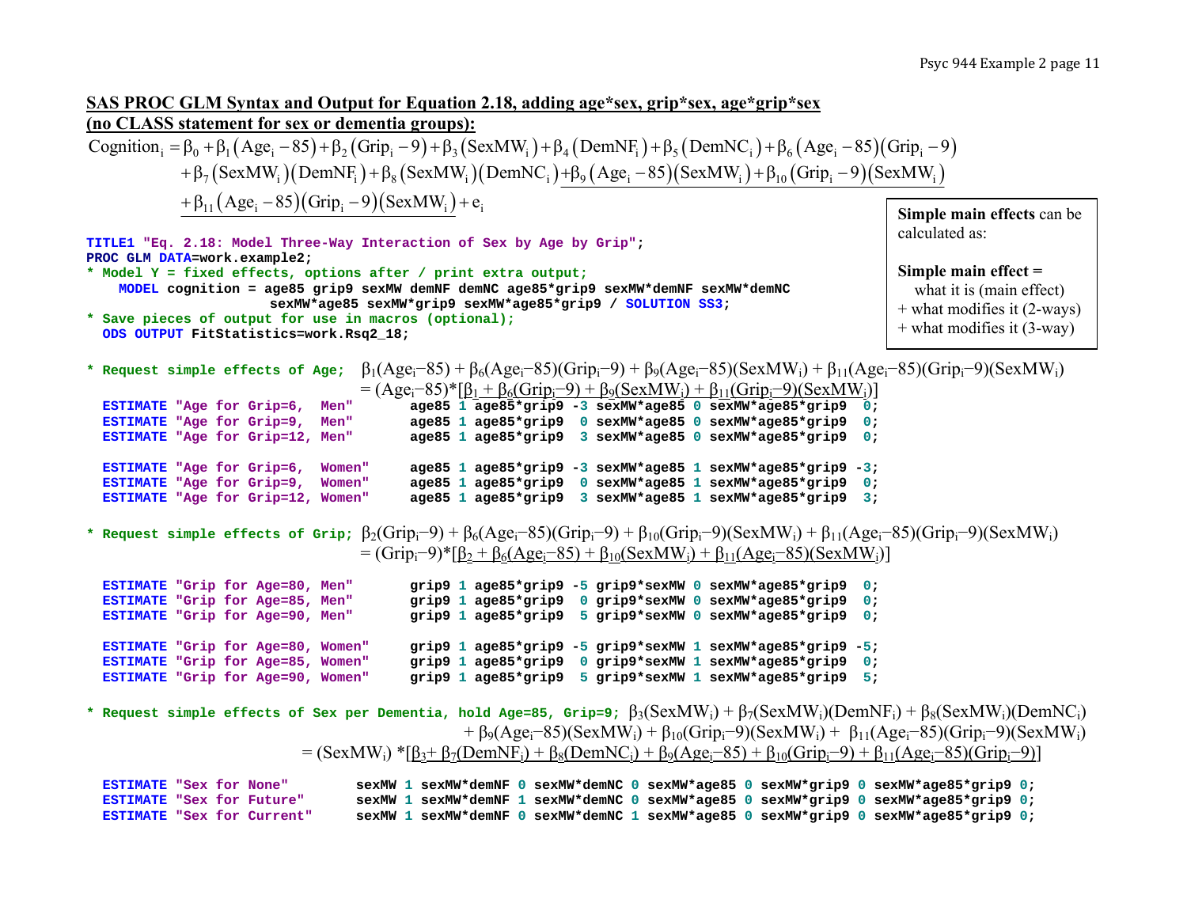## SAS PROC GLM Syntax and Output for Equation 2.18, adding age*sex, grip*sex, age*grip*sex (no CLASS statement for sex or dementia groups):

$$
\begin{aligned}
\text{Cognition}_i &= \beta_0 + \beta_1(\text{Age}_i - 85) + \beta_2(\text{Grip}_i - 9) + \beta_3(\text{SexMW}_i) + \beta_4(\text{DemNF}_i) + \beta_5(\text{DemNC}_i) + \beta_6(\text{Age}_i - 85)(\text{Grip}_i - 9) \\
&+ \beta_7(\text{SexMW}_i)(\text{DemNF}_i) + \beta_8(\text{SexMW}_i)(\text{DemNC}_i) + \underline{\beta_9(\text{Age}_i - 85)(\text{SexMW}_i) + \beta_{10}(\text{Grip}_i - 9)(\text{SexMW}_i)} \\
&+ \underline{\beta_{11}(\text{Age}_i - 85)(\text{Grip}_i - 9)(\text{SexMW}_i)} + e_i
\end{aligned}
$$

**Simple main effects** can be calculated as:

**Simple main effect =**
what it is (main effect)
+ what modifies it (2-ways)
+ what modifies it (3-way)

```
TITLE1 "Eq. 2.18: Model Three-Way Interaction of Sex by Age by Grip";
PROC GLM DATA=work.example2;
* Model Y = fixed effects, options after / print extra output;
   MODEL cognition = age85 grip9 sexMW demNF demNC age85*grip9 sexMW*demNF sexMW*demNC
                     sexMW*age85 sexMW*grip9 sexMW*age85*grip9 / SOLUTION SS3;
* Save pieces of output for use in macros (optional);
  ODS OUTPUT FitStatistics=work.Rsq2_18;
```

`* Request simple effects of Age;` $\beta_1(\text{Age}_i-85) + \beta_6(\text{Age}_i-85)(\text{Grip}_i-9) + \beta_9(\text{Age}_i-85)(\text{SexMW}_i) + \beta_{11}(\text{Age}_i-85)(\text{Grip}_i-9)(\text{SexMW}_i)$
$= (\text{Age}_i-85)*[\underline{\beta_1 + \beta_6(\text{Grip}_i-9) + \beta_9(\text{SexMW}_i) + \beta_{11}(\text{Grip}_i-9)(\text{SexMW}_i)}]$

```
  ESTIMATE "Age for Grip=6,  Men"       age85 1 age85*grip9 -3 sexMW*age85 0 sexMW*age85*grip9  0;
  ESTIMATE "Age for Grip=9,  Men"       age85 1 age85*grip9  0 sexMW*age85 0 sexMW*age85*grip9  0;
  ESTIMATE "Age for Grip=12, Men"       age85 1 age85*grip9  3 sexMW*age85 0 sexMW*age85*grip9  0;

  ESTIMATE "Age for Grip=6,  Women"     age85 1 age85*grip9 -3 sexMW*age85 1 sexMW*age85*grip9 -3;
  ESTIMATE "Age for Grip=9,  Women"     age85 1 age85*grip9  0 sexMW*age85 1 sexMW*age85*grip9  0;
  ESTIMATE "Age for Grip=12, Women"     age85 1 age85*grip9  3 sexMW*age85 1 sexMW*age85*grip9  3;
```

`* Request simple effects of Grip;` $\beta_2(\text{Grip}_i-9) + \beta_6(\text{Age}_i-85)(\text{Grip}_i-9) + \beta_{10}(\text{Grip}_i-9)(\text{SexMW}_i) + \beta_{11}(\text{Age}_i-85)(\text{Grip}_i-9)(\text{SexMW}_i)$
$= (\text{Grip}_i-9)*[\underline{\beta_2 + \beta_6(\text{Age}_i-85) + \beta_{10}(\text{SexMW}_i) + \beta_{11}(\text{Age}_i-85)(\text{SexMW}_i)}]$

```
  ESTIMATE "Grip for Age=80, Men"       grip9 1 age85*grip9 -5 grip9*sexMW 0 sexMW*age85*grip9  0;
  ESTIMATE "Grip for Age=85, Men"       grip9 1 age85*grip9  0 grip9*sexMW 0 sexMW*age85*grip9  0;
  ESTIMATE "Grip for Age=90, Men"       grip9 1 age85*grip9  5 grip9*sexMW 0 sexMW*age85*grip9  0;

  ESTIMATE "Grip for Age=80, Women"     grip9 1 age85*grip9 -5 grip9*sexMW 1 sexMW*age85*grip9 -5;
  ESTIMATE "Grip for Age=85, Women"     grip9 1 age85*grip9  0 grip9*sexMW 1 sexMW*age85*grip9  0;
  ESTIMATE "Grip for Age=90, Women"     grip9 1 age85*grip9  5 grip9*sexMW 1 sexMW*age85*grip9  5;
```

`* Request simple effects of Sex per Dementia, hold Age=85, Grip=9;` $\beta_3(\text{SexMW}_i) + \beta_7(\text{SexMW}_i)(\text{DemNF}_i) + \beta_8(\text{SexMW}_i)(\text{DemNC}_i) + \beta_9(\text{Age}_i-85)(\text{SexMW}_i) + \beta_{10}(\text{Grip}_i-9)(\text{SexMW}_i) + \beta_{11}(\text{Age}_i-85)(\text{Grip}_i-9)(\text{SexMW}_i)$
$= (\text{SexMW}_i)*[\underline{\beta_3 + \beta_7(\text{DemNF}_i) + \beta_8(\text{DemNC}_i) + \beta_9(\text{Age}_i-85) + \beta_{10}(\text{Grip}_i-9) + \beta_{11}(\text{Age}_i-85)(\text{Grip}_i-9)}]$

```
  ESTIMATE "Sex for None"        sexMW 1 sexMW*demNF 0 sexMW*demNC 0 sexMW*age85 0 sexMW*grip9 0 sexMW*age85*grip9 0;
  ESTIMATE "Sex for Future"      sexMW 1 sexMW*demNF 1 sexMW*demNC 0 sexMW*age85 0 sexMW*grip9 0 sexMW*age85*grip9 0;
  ESTIMATE "Sex for Current"     sexMW 1 sexMW*demNF 0 sexMW*demNC 1 sexMW*age85 0 sexMW*grip9 0 sexMW*age85*grip9 0;
```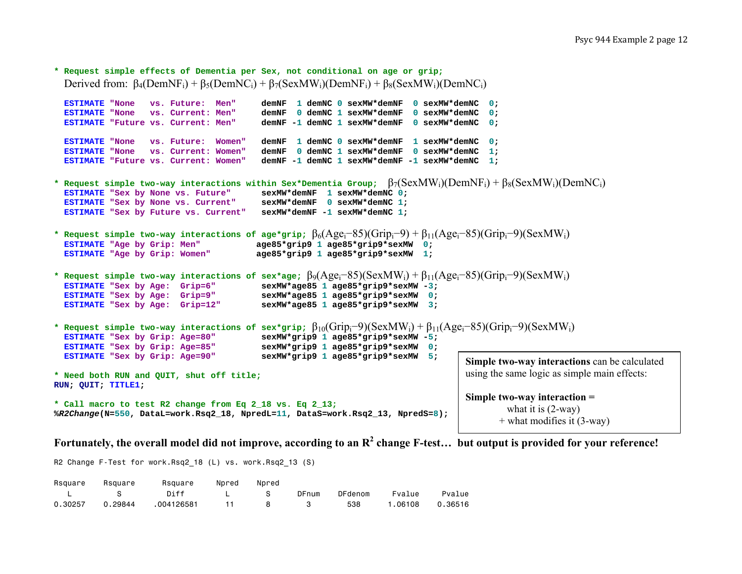```
* Request simple effects of Dementia per Sex, not conditional on age or grip;
```
Derived from: $\beta_4(DemNF_i) + \beta_5(DemNC_i) + \beta_7(SexMW_i)(DemNF_i) + \beta_8(SexMW_i)(DemNC_i)$

```
  ESTIMATE "None   vs. Future:  Men"     demNF  1 demNC 0 sexMW*demNF  0 sexMW*demNC  0;
  ESTIMATE "None   vs. Current: Men"     demNF  0 demNC 1 sexMW*demNF  0 sexMW*demNC  0;
  ESTIMATE "Future vs. Current: Men"     demNF -1 demNC 1 sexMW*demNF  0 sexMW*demNC  0;

  ESTIMATE "None   vs. Future:  Women"   demNF  1 demNC 0 sexMW*demNF  1 sexMW*demNC  0;
  ESTIMATE "None   vs. Current: Women"   demNF  0 demNC 1 sexMW*demNF  0 sexMW*demNC  1;
  ESTIMATE "Future vs. Current: Women"   demNF -1 demNC 1 sexMW*demNF -1 sexMW*demNC  1;
```

```
* Request simple two-way interactions within Sex*Dementia Group;
```
$\beta_7(SexMW_i)(DemNF_i) + \beta_8(SexMW_i)(DemNC_i)$

```
  ESTIMATE "Sex by None vs. Future"      sexMW*demNF  1 sexMW*demNC 0;
  ESTIMATE "Sex by None vs. Current"     sexMW*demNF  0 sexMW*demNC 1;
  ESTIMATE "Sex by Future vs. Current"   sexMW*demNF -1 sexMW*demNC 1;
```

```
* Request simple two-way interactions of age*grip;
```
$\beta_6(Age_i-85)(Grip_i-9) + \beta_{11}(Age_i-85)(Grip_i-9)(SexMW_i)$

```
  ESTIMATE "Age by Grip: Men"           age85*grip9 1 age85*grip9*sexMW  0;
  ESTIMATE "Age by Grip: Women"         age85*grip9 1 age85*grip9*sexMW  1;
```

```
* Request simple two-way interactions of sex*age;
```
$\beta_9(Age_i-85)(SexMW_i) + \beta_{11}(Age_i-85)(Grip_i-9)(SexMW_i)$

```
  ESTIMATE "Sex by Age:  Grip=6"         sexMW*age85 1 age85*grip9*sexMW -3;
  ESTIMATE "Sex by Age:  Grip=9"         sexMW*age85 1 age85*grip9*sexMW  0;
  ESTIMATE "Sex by Age:  Grip=12"        sexMW*age85 1 age85*grip9*sexMW  3;
```

```
* Request simple two-way interactions of sex*grip;
```
$\beta_{10}(Grip_i-9)(SexMW_i) + \beta_{11}(Age_i-85)(Grip_i-9)(SexMW_i)$

```
  ESTIMATE "Sex by Grip: Age=80"         sexMW*grip9 1 age85*grip9*sexMW -5;
  ESTIMATE "Sex by Grip: Age=85"         sexMW*grip9 1 age85*grip9*sexMW  0;
  ESTIMATE "Sex by Grip: Age=90"         sexMW*grip9 1 age85*grip9*sexMW  5;

* Need both RUN and QUIT, shut off title;
RUN; QUIT; TITLE1;

* Call macro to test R2 change from Eq 2_18 vs. Eq 2_13;
%R2Change(N=550, DataL=work.Rsq2_18, NpredL=11, DataS=work.Rsq2_13, NpredS=8);
```

**Simple two-way interactions** can be calculated using the same logic as simple main effects:

**Simple two-way interaction =**
what it is (2-way)
+ what modifies it (3-way)

**Fortunately, the overall model did not improve, according to an $R^2$ change F-test… but output is provided for your reference!**

```
R2 Change F-Test for work.Rsq2_18 (L) vs. work.Rsq2_13 (S)
```

| Rsquare L | Rsquare S | Rsquare Diff | Npred L | Npred S | DFnum | DFdenom | Fvalue | Pvalue |
|---|---|---|---|---|---|---|---|---|
| 0.30257 | 0.29844 | .004126581 | 11 | 8 | 3 | 538 | 1.06108 | 0.36516 |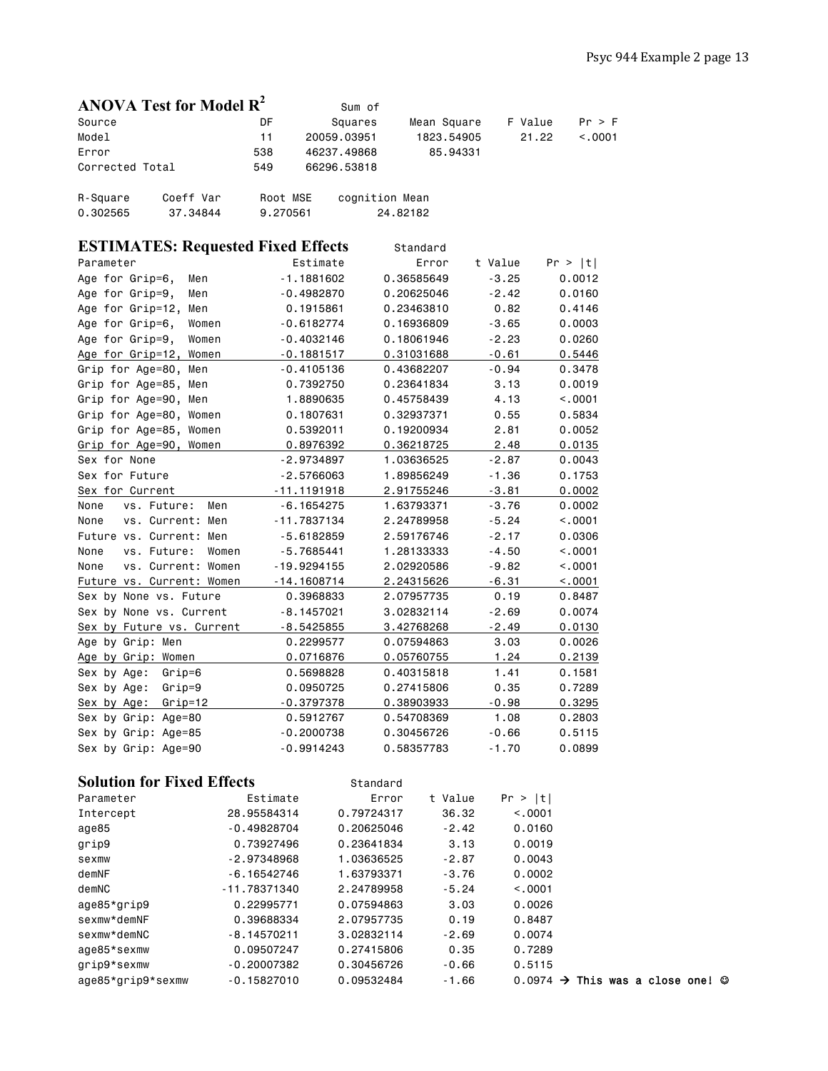## ANOVA Test for Model $R^2$

| Source | DF | Sum of Squares | Mean Square | F Value | Pr > F |
|---|---|---|---|---|---|
| Model | 11 | 20059.03951 | 1823.54905 | 21.22 | <.0001 |
| Error | 538 | 46237.49868 | 85.94331 | | |
| Corrected Total | 549 | 66296.53818 | | | |

| R-Square | Coeff Var | Root MSE | cognition Mean |
|---|---|---|---|
| 0.302565 | 37.34844 | 9.270561 | 24.82182 |

## ESTIMATES: Requested Fixed Effects

| Parameter | Estimate | Standard Error | t Value | Pr > \|t\| |
|---|---|---|---|---|
| Age for Grip=6, Men | -1.1881602 | 0.36585649 | -3.25 | 0.0012 |
| Age for Grip=9, Men | -0.4982870 | 0.20625046 | -2.42 | 0.0160 |
| Age for Grip=12, Men | 0.1915861 | 0.23463810 | 0.82 | 0.4146 |
| Age for Grip=6, Women | -0.6182774 | 0.16936809 | -3.65 | 0.0003 |
| Age for Grip=9, Women | -0.4032146 | 0.18061946 | -2.23 | 0.0260 |
| Age for Grip=12, Women | -0.1881517 | 0.31031688 | -0.61 | 0.5446 |
| Grip for Age=80, Men | -0.4105136 | 0.43682207 | -0.94 | 0.3478 |
| Grip for Age=85, Men | 0.7392750 | 0.23641834 | 3.13 | 0.0019 |
| Grip for Age=90, Men | 1.8890635 | 0.45758439 | 4.13 | <.0001 |
| Grip for Age=80, Women | 0.1807631 | 0.32937371 | 0.55 | 0.5834 |
| Grip for Age=85, Women | 0.5392011 | 0.19200934 | 2.81 | 0.0052 |
| Grip for Age=90, Women | 0.8976392 | 0.36218725 | 2.48 | 0.0135 |
| Sex for None | -2.9734897 | 1.03636525 | -2.87 | 0.0043 |
| Sex for Future | -2.5766063 | 1.89856249 | -1.36 | 0.1753 |
| Sex for Current | -11.1191918 | 2.91755246 | -3.81 | 0.0002 |
| None vs. Future: Men | -6.1654275 | 1.63793371 | -3.76 | 0.0002 |
| None vs. Current: Men | -11.7837134 | 2.24789958 | -5.24 | <.0001 |
| Future vs. Current: Men | -5.6182859 | 2.59176746 | -2.17 | 0.0306 |
| None vs. Future: Women | -5.7685441 | 1.28133333 | -4.50 | <.0001 |
| None vs. Current: Women | -19.9294155 | 2.02920586 | -9.82 | <.0001 |
| Future vs. Current: Women | -14.1608714 | 2.24315626 | -6.31 | <.0001 |
| Sex by None vs. Future | 0.3968833 | 2.07957735 | 0.19 | 0.8487 |
| Sex by None vs. Current | -8.1457021 | 3.02832114 | -2.69 | 0.0074 |
| Sex by Future vs. Current | -8.5425855 | 3.42768268 | -2.49 | 0.0130 |
| Age by Grip: Men | 0.2299577 | 0.07594863 | 3.03 | 0.0026 |
| Age by Grip: Women | 0.0716876 | 0.05760755 | 1.24 | 0.2139 |
| Sex by Age: Grip=6 | 0.5698828 | 0.40315818 | 1.41 | 0.1581 |
| Sex by Age: Grip=9 | 0.0950725 | 0.27415806 | 0.35 | 0.7289 |
| Sex by Age: Grip=12 | -0.3797378 | 0.38903933 | -0.98 | 0.3295 |
| Sex by Grip: Age=80 | 0.5912767 | 0.54708369 | 1.08 | 0.2803 |
| Sex by Grip: Age=85 | -0.2000738 | 0.30456726 | -0.66 | 0.5115 |
| Sex by Grip: Age=90 | -0.9914243 | 0.58357783 | -1.70 | 0.0899 |

## Solution for Fixed Effects

| Parameter | Estimate | Standard Error | t Value | Pr > \|t\| |
|---|---|---|---|---|
| Intercept | 28.95584314 | 0.79724317 | 36.32 | <.0001 |
| age85 | -0.49828704 | 0.20625046 | -2.42 | 0.0160 |
| grip9 | 0.73927496 | 0.23641834 | 3.13 | 0.0019 |
| sexmw | -2.97348968 | 1.03636525 | -2.87 | 0.0043 |
| demNF | -6.16542746 | 1.63793371 | -3.76 | 0.0002 |
| demNC | -11.78371340 | 2.24789958 | -5.24 | <.0001 |
| age85*grip9 | 0.22995771 | 0.07594863 | 3.03 | 0.0026 |
| sexmw*demNF | 0.39688334 | 2.07957735 | 0.19 | 0.8487 |
| sexmw*demNC | -8.14570211 | 3.02832114 | -2.69 | 0.0074 |
| age85*sexmw | 0.09507247 | 0.27415806 | 0.35 | 0.7289 |
| grip9*sexmw | -0.20007382 | 0.30456726 | -0.66 | 0.5115 |
| age85*grip9*sexmw | -0.15827010 | 0.09532484 | -1.66 | 0.0974 → **This was a close one! ☺** |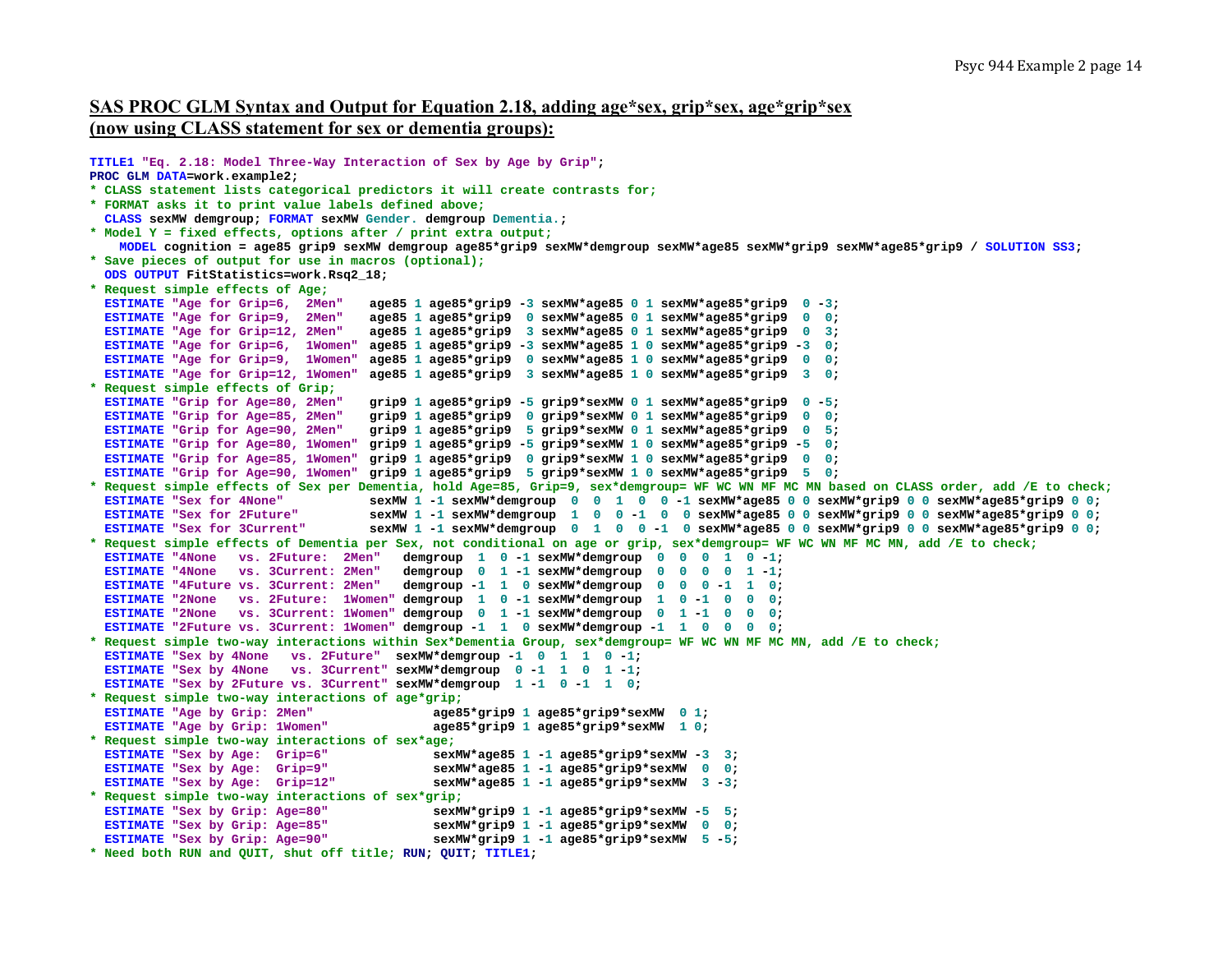## SAS PROC GLM Syntax and Output for Equation 2.18, adding age*sex, grip*sex, age*grip*sex (now using CLASS statement for sex or dementia groups):

```
TITLE1 "Eq. 2.18: Model Three-Way Interaction of Sex by Age by Grip";
PROC GLM DATA=work.example2;
* CLASS statement lists categorical predictors it will create contrasts for;
* FORMAT asks it to print value labels defined above;
  CLASS sexMW demgroup; FORMAT sexMW Gender. demgroup Dementia.;
* Model Y = fixed effects, options after / print extra output;
    MODEL cognition = age85 grip9 sexMW demgroup age85*grip9 sexMW*demgroup sexMW*age85 sexMW*grip9 sexMW*age85*grip9 / SOLUTION SS3;
* Save pieces of output for use in macros (optional);
  ODS OUTPUT FitStatistics=work.Rsq2_18;
* Request simple effects of Age;
  ESTIMATE "Age for Grip=6,  2Men"    age85 1 age85*grip9 -3 sexMW*age85 0 1 sexMW*age85*grip9  0 -3;
  ESTIMATE "Age for Grip=9,  2Men"    age85 1 age85*grip9  0 sexMW*age85 0 1 sexMW*age85*grip9  0  0;
  ESTIMATE "Age for Grip=12, 2Men"    age85 1 age85*grip9  3 sexMW*age85 0 1 sexMW*age85*grip9  0  3;
  ESTIMATE "Age for Grip=6,  1Women"  age85 1 age85*grip9 -3 sexMW*age85 1 0 sexMW*age85*grip9 -3  0;
  ESTIMATE "Age for Grip=9,  1Women"  age85 1 age85*grip9  0 sexMW*age85 1 0 sexMW*age85*grip9  0  0;
  ESTIMATE "Age for Grip=12, 1Women"  age85 1 age85*grip9  3 sexMW*age85 1 0 sexMW*age85*grip9  3  0;
* Request simple effects of Grip;
  ESTIMATE "Grip for Age=80, 2Men"    grip9 1 age85*grip9 -5 grip9*sexMW 0 1 sexMW*age85*grip9  0 -5;
  ESTIMATE "Grip for Age=85, 2Men"    grip9 1 age85*grip9  0 grip9*sexMW 0 1 sexMW*age85*grip9  0  0;
  ESTIMATE "Grip for Age=90, 2Men"    grip9 1 age85*grip9  5 grip9*sexMW 0 1 sexMW*age85*grip9  0  5;
  ESTIMATE "Grip for Age=80, 1Women"  grip9 1 age85*grip9 -5 grip9*sexMW 1 0 sexMW*age85*grip9 -5  0;
  ESTIMATE "Grip for Age=85, 1Women"  grip9 1 age85*grip9  0 grip9*sexMW 1 0 sexMW*age85*grip9  0  0;
  ESTIMATE "Grip for Age=90, 1Women"  grip9 1 age85*grip9  5 grip9*sexMW 1 0 sexMW*age85*grip9  5  0;
* Request simple effects of Sex per Dementia, hold Age=85, Grip=9, sex*demgroup= WF WC WN MF MC MN based on CLASS order, add /E to check;
  ESTIMATE "Sex for 4None"            sexMW 1 -1 sexMW*demgroup  0  0  1  0  0 -1 sexMW*age85 0 0 sexMW*grip9 0 0 sexMW*age85*grip9 0 0;
  ESTIMATE "Sex for 2Future"          sexMW 1 -1 sexMW*demgroup  1  0  0 -1  0  0 sexMW*age85 0 0 sexMW*grip9 0 0 sexMW*age85*grip9 0 0;
  ESTIMATE "Sex for 3Current"         sexMW 1 -1 sexMW*demgroup  0  1  0  0 -1  0 sexMW*age85 0 0 sexMW*grip9 0 0 sexMW*age85*grip9 0 0;
* Request simple effects of Dementia per Sex, not conditional on age or grip, sex*demgroup= WF WC WN MF MC MN, add /E to check;
  ESTIMATE "4None   vs. 2Future:  2Men"   demgroup  1  0 -1 sexMW*demgroup  0  0  0  1  0 -1;
  ESTIMATE "4None   vs. 3Current: 2Men"   demgroup  0  1 -1 sexMW*demgroup  0  0  0  0  1 -1;
  ESTIMATE "4Future vs. 3Current: 2Men"   demgroup -1  1  0 sexMW*demgroup  0  0  0 -1  1  0;
  ESTIMATE "2None   vs. 2Future:  1Women" demgroup  1  0 -1 sexMW*demgroup  1  0 -1  0  0  0;
  ESTIMATE "2None   vs. 3Current: 1Women" demgroup  0  1 -1 sexMW*demgroup  0  1 -1  0  0  0;
  ESTIMATE "2Future vs. 3Current: 1Women" demgroup -1  1  0 sexMW*demgroup -1  1  0  0  0  0;
* Request simple two-way interactions within Sex*Dementia Group, sex*demgroup= WF WC WN MF MC MN, add /E to check;
  ESTIMATE "Sex by 4None   vs. 2Future"  sexMW*demgroup -1  0  1  1  0 -1;
  ESTIMATE "Sex by 4None   vs. 3Current" sexMW*demgroup  0 -1  1  0  1 -1;
  ESTIMATE "Sex by 2Future vs. 3Current" sexMW*demgroup  1 -1  0 -1  1  0;
* Request simple two-way interactions of age*grip;
  ESTIMATE "Age by Grip: 2Men"               age85*grip9 1 age85*grip9*sexMW  0 1;
  ESTIMATE "Age by Grip: 1Women"             age85*grip9 1 age85*grip9*sexMW  1 0;
* Request simple two-way interactions of sex*age;
  ESTIMATE "Sex by Age:  Grip=6"             sexMW*age85 1 -1 age85*grip9*sexMW -3  3;
  ESTIMATE "Sex by Age:  Grip=9"             sexMW*age85 1 -1 age85*grip9*sexMW  0  0;
  ESTIMATE "Sex by Age:  Grip=12"            sexMW*age85 1 -1 age85*grip9*sexMW  3 -3;
* Request simple two-way interactions of sex*grip;
  ESTIMATE "Sex by Grip: Age=80"             sexMW*grip9 1 -1 age85*grip9*sexMW -5  5;
  ESTIMATE "Sex by Grip: Age=85"             sexMW*grip9 1 -1 age85*grip9*sexMW  0  0;
  ESTIMATE "Sex by Grip: Age=90"             sexMW*grip9 1 -1 age85*grip9*sexMW  5 -5;
* Need both RUN and QUIT, shut off title; RUN; QUIT; TITLE1;
```